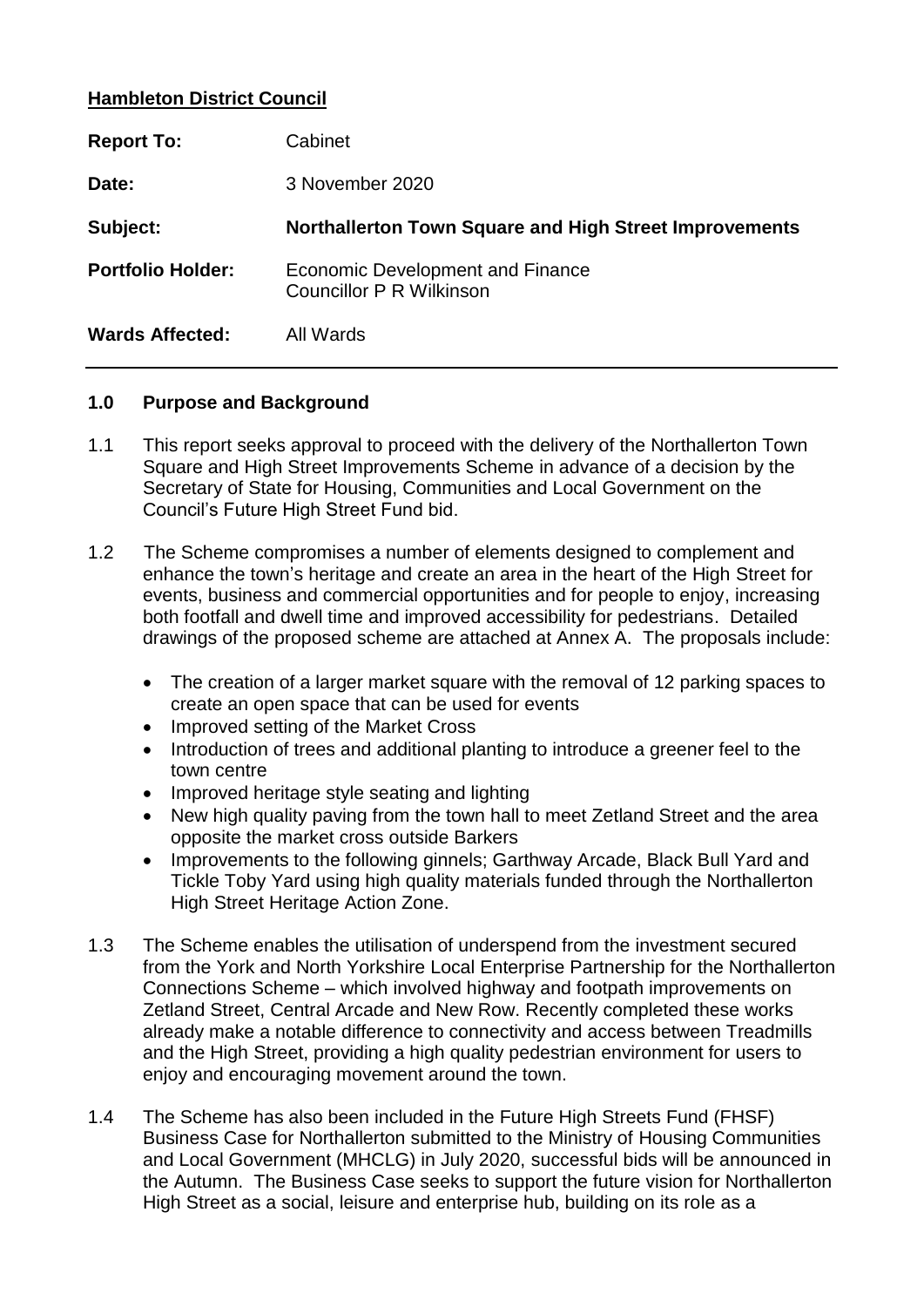**Hambleton District Council**

| | |
|---|---|
| **Report To:** | Cabinet |
| **Date:** | 3 November 2020 |
| **Subject:** | **Northallerton Town Square and High Street Improvements** |
| **Portfolio Holder:** | Economic Development and Finance<br>Councillor P R Wilkinson |
| **Wards Affected:** | All Wards |

## 1.0 Purpose and Background

1.1 This report seeks approval to proceed with the delivery of the Northallerton Town Square and High Street Improvements Scheme in advance of a decision by the Secretary of State for Housing, Communities and Local Government on the Council's Future High Street Fund bid.

1.2 The Scheme compromises a number of elements designed to complement and enhance the town's heritage and create an area in the heart of the High Street for events, business and commercial opportunities and for people to enjoy, increasing both footfall and dwell time and improved accessibility for pedestrians. Detailed drawings of the proposed scheme are attached at Annex A. The proposals include:

- The creation of a larger market square with the removal of 12 parking spaces to create an open space that can be used for events
- Improved setting of the Market Cross
- Introduction of trees and additional planting to introduce a greener feel to the town centre
- Improved heritage style seating and lighting
- New high quality paving from the town hall to meet Zetland Street and the area opposite the market cross outside Barkers
- Improvements to the following ginnels; Garthway Arcade, Black Bull Yard and Tickle Toby Yard using high quality materials funded through the Northallerton High Street Heritage Action Zone.

1.3 The Scheme enables the utilisation of underspend from the investment secured from the York and North Yorkshire Local Enterprise Partnership for the Northallerton Connections Scheme – which involved highway and footpath improvements on Zetland Street, Central Arcade and New Row. Recently completed these works already make a notable difference to connectivity and access between Treadmills and the High Street, providing a high quality pedestrian environment for users to enjoy and encouraging movement around the town.

1.4 The Scheme has also been included in the Future High Streets Fund (FHSF) Business Case for Northallerton submitted to the Ministry of Housing Communities and Local Government (MHCLG) in July 2020, successful bids will be announced in the Autumn. The Business Case seeks to support the future vision for Northallerton High Street as a social, leisure and enterprise hub, building on its role as a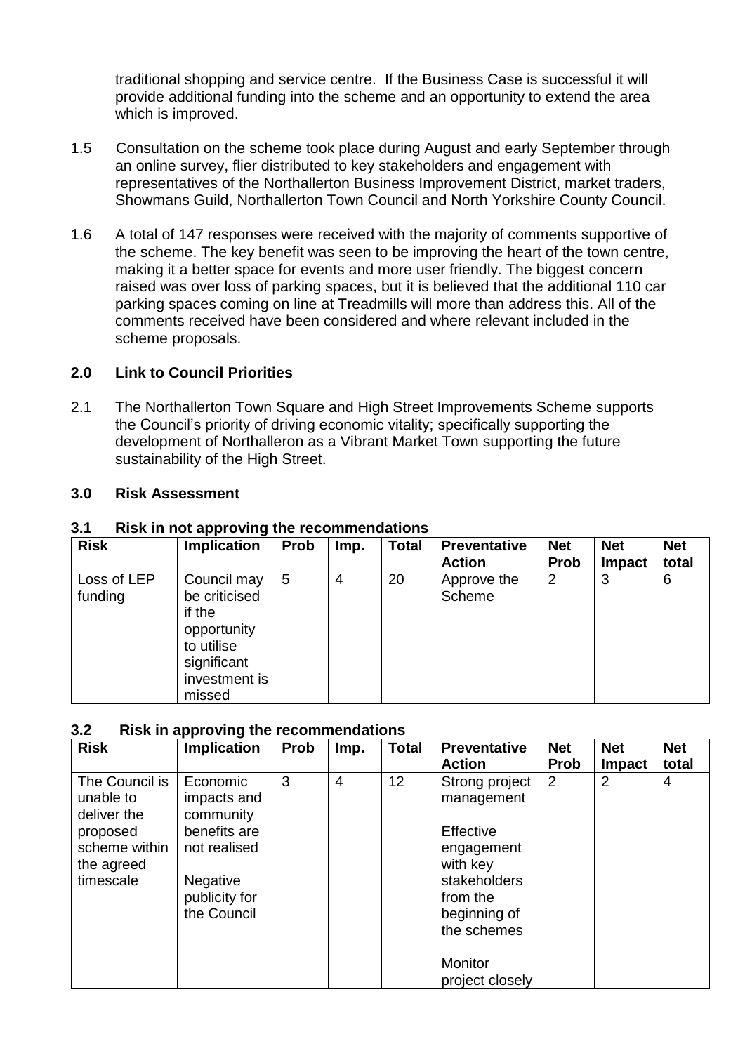traditional shopping and service centre. If the Business Case is successful it will provide additional funding into the scheme and an opportunity to extend the area which is improved.

1.5 Consultation on the scheme took place during August and early September through an online survey, flier distributed to key stakeholders and engagement with representatives of the Northallerton Business Improvement District, market traders, Showmans Guild, Northallerton Town Council and North Yorkshire County Council.

1.6 A total of 147 responses were received with the majority of comments supportive of the scheme. The key benefit was seen to be improving the heart of the town centre, making it a better space for events and more user friendly. The biggest concern raised was over loss of parking spaces, but it is believed that the additional 110 car parking spaces coming on line at Treadmills will more than address this. All of the comments received have been considered and where relevant included in the scheme proposals.

## 2.0 Link to Council Priorities

2.1 The Northallerton Town Square and High Street Improvements Scheme supports the Council's priority of driving economic vitality; specifically supporting the development of Northalleron as a Vibrant Market Town supporting the future sustainability of the High Street.

## 3.0 Risk Assessment

### 3.1 Risk in not approving the recommendations

| Risk | Implication | Prob | Imp. | Total | Preventative Action | Net Prob | Net Impact | Net total |
|---|---|---|---|---|---|---|---|---|
| Loss of LEP funding | Council may be criticised if the opportunity to utilise significant investment is missed | 5 | 4 | 20 | Approve the Scheme | 2 | 3 | 6 |

### 3.2 Risk in approving the recommendations

| Risk | Implication | Prob | Imp. | Total | Preventative Action | Net Prob | Net Impact | Net total |
|---|---|---|---|---|---|---|---|---|
| The Council is unable to deliver the proposed scheme within the agreed timescale | Economic impacts and community benefits are not realised<br><br>Negative publicity for the Council | 3 | 4 | 12 | Strong project management<br><br>Effective engagement with key stakeholders from the beginning of the schemes<br><br>Monitor project closely | 2 | 2 | 4 |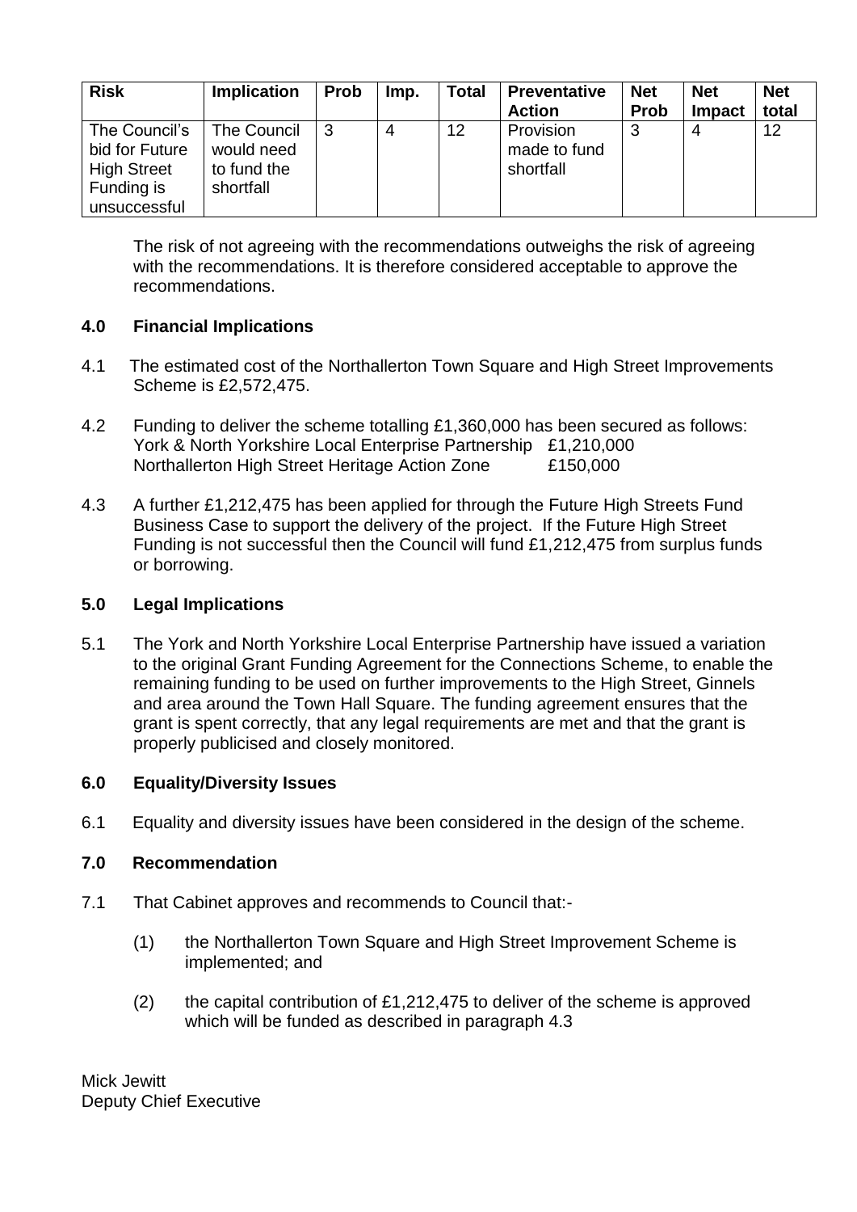| Risk | Implication | Prob | Imp. | Total | Preventative Action | Net Prob | Net Impact | Net total |
|---|---|---|---|---|---|---|---|---|
| The Council's bid for Future High Street Funding is unsuccessful | The Council would need to fund the shortfall | 3 | 4 | 12 | Provision made to fund shortfall | 3 | 4 | 12 |

The risk of not agreeing with the recommendations outweighs the risk of agreeing with the recommendations. It is therefore considered acceptable to approve the recommendations.

## 4.0 Financial Implications

4.1 The estimated cost of the Northallerton Town Square and High Street Improvements Scheme is £2,572,475.

4.2 Funding to deliver the scheme totalling £1,360,000 has been secured as follows:
York & North Yorkshire Local Enterprise Partnership £1,210,000
Northallerton High Street Heritage Action Zone £150,000

4.3 A further £1,212,475 has been applied for through the Future High Streets Fund Business Case to support the delivery of the project. If the Future High Street Funding is not successful then the Council will fund £1,212,475 from surplus funds or borrowing.

## 5.0 Legal Implications

5.1 The York and North Yorkshire Local Enterprise Partnership have issued a variation to the original Grant Funding Agreement for the Connections Scheme, to enable the remaining funding to be used on further improvements to the High Street, Ginnels and area around the Town Hall Square. The funding agreement ensures that the grant is spent correctly, that any legal requirements are met and that the grant is properly publicised and closely monitored.

## 6.0 Equality/Diversity Issues

6.1 Equality and diversity issues have been considered in the design of the scheme.

## 7.0 Recommendation

7.1 That Cabinet approves and recommends to Council that:-

(1) the Northallerton Town Square and High Street Improvement Scheme is implemented; and

(2) the capital contribution of £1,212,475 to deliver of the scheme is approved which will be funded as described in paragraph 4.3

Mick Jewitt
Deputy Chief Executive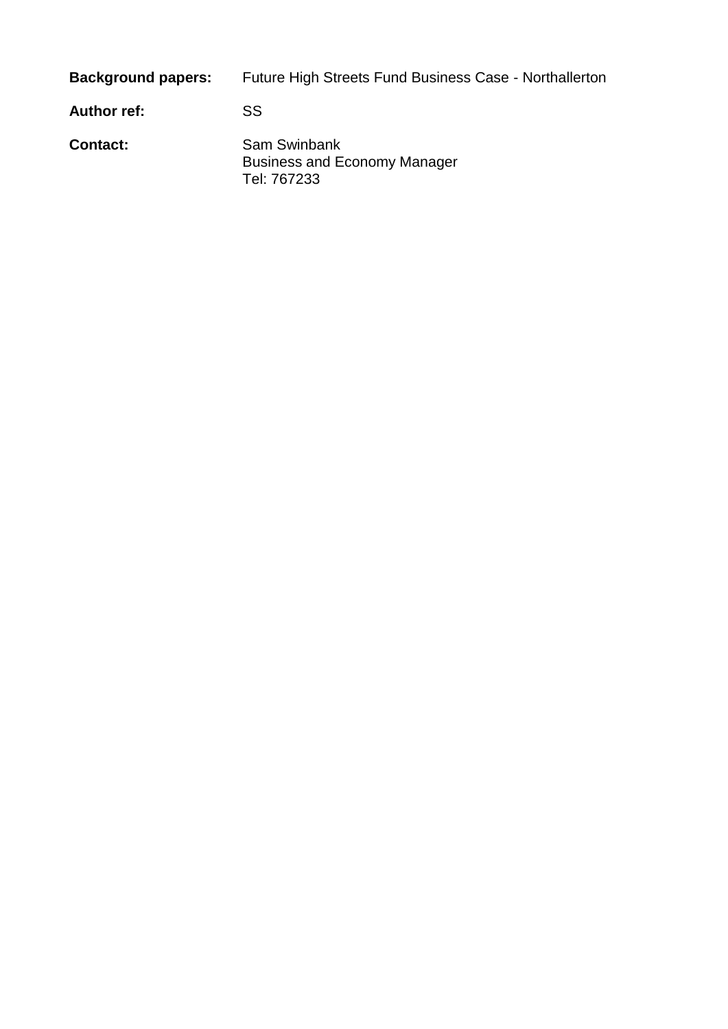| | |
|---|---|
| **Background papers:** | Future High Streets Fund Business Case - Northallerton |
| **Author ref:** | SS |
| **Contact:** | Sam Swinbank<br>Business and Economy Manager<br>Tel: 767233 |